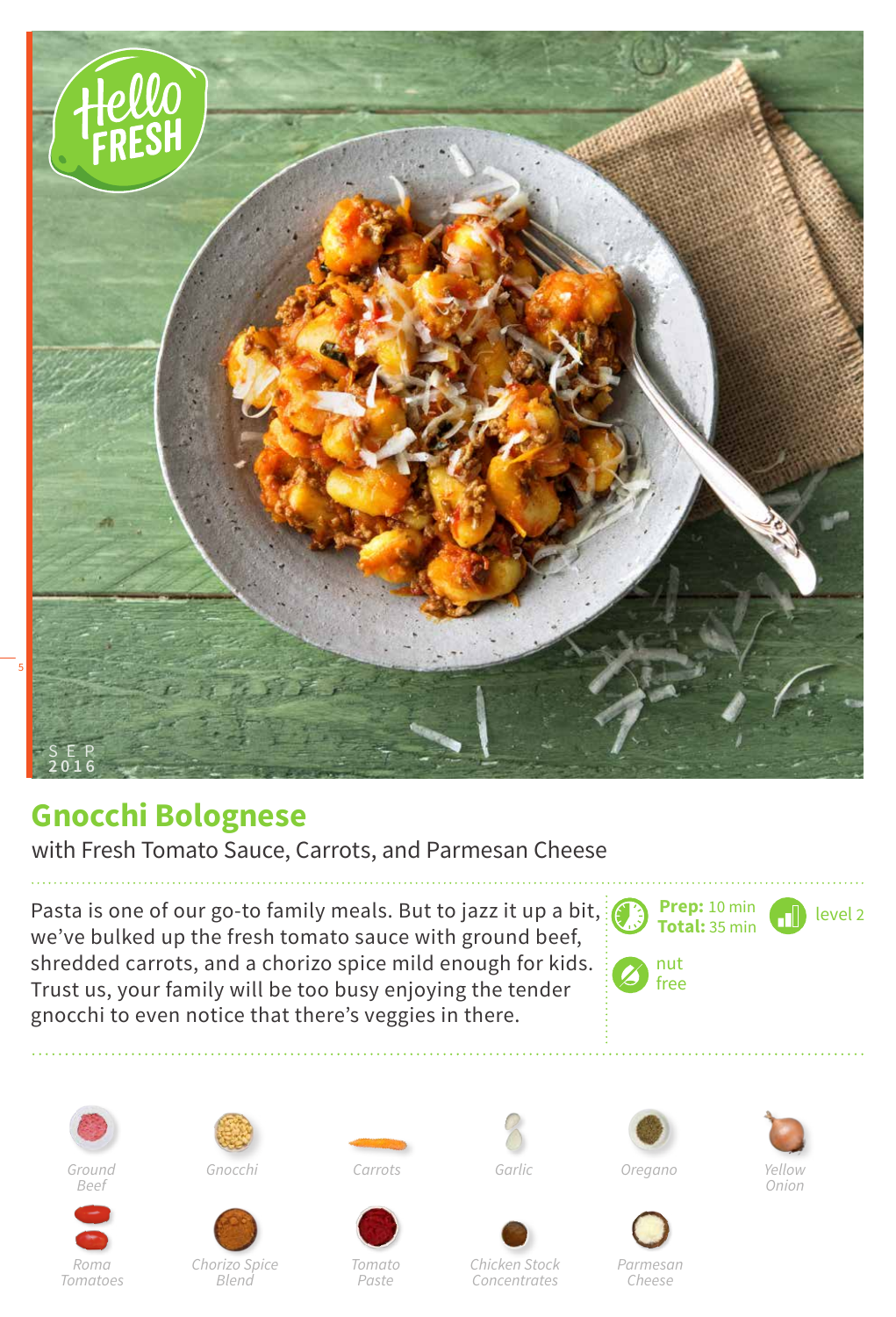SEP 2016

# Gnocchi Bolognese

with Fresh Tomato Sauce, Carrots, and Parmesan Cheese

Pasta is one of our go-to family meals. But to jazz it up a bit, we've bulked up the fresh tomato sauce with ground beef, shredded carrots, and a chorizo spice mild enough for kids. Trust us, your family will be too busy enjoying the tender gnocchi to even notice that there's veggies in there.

**Prep:** 10 min
**Total:** 35 min

level 2

nut free

- Ground Beef
- Gnocchi
- Carrots
- Garlic
- Oregano
- Yellow Onion
- Roma Tomatoes
- Chorizo Spice Blend
- Tomato Paste
- Chicken Stock Concentrates
- Parmesan Cheese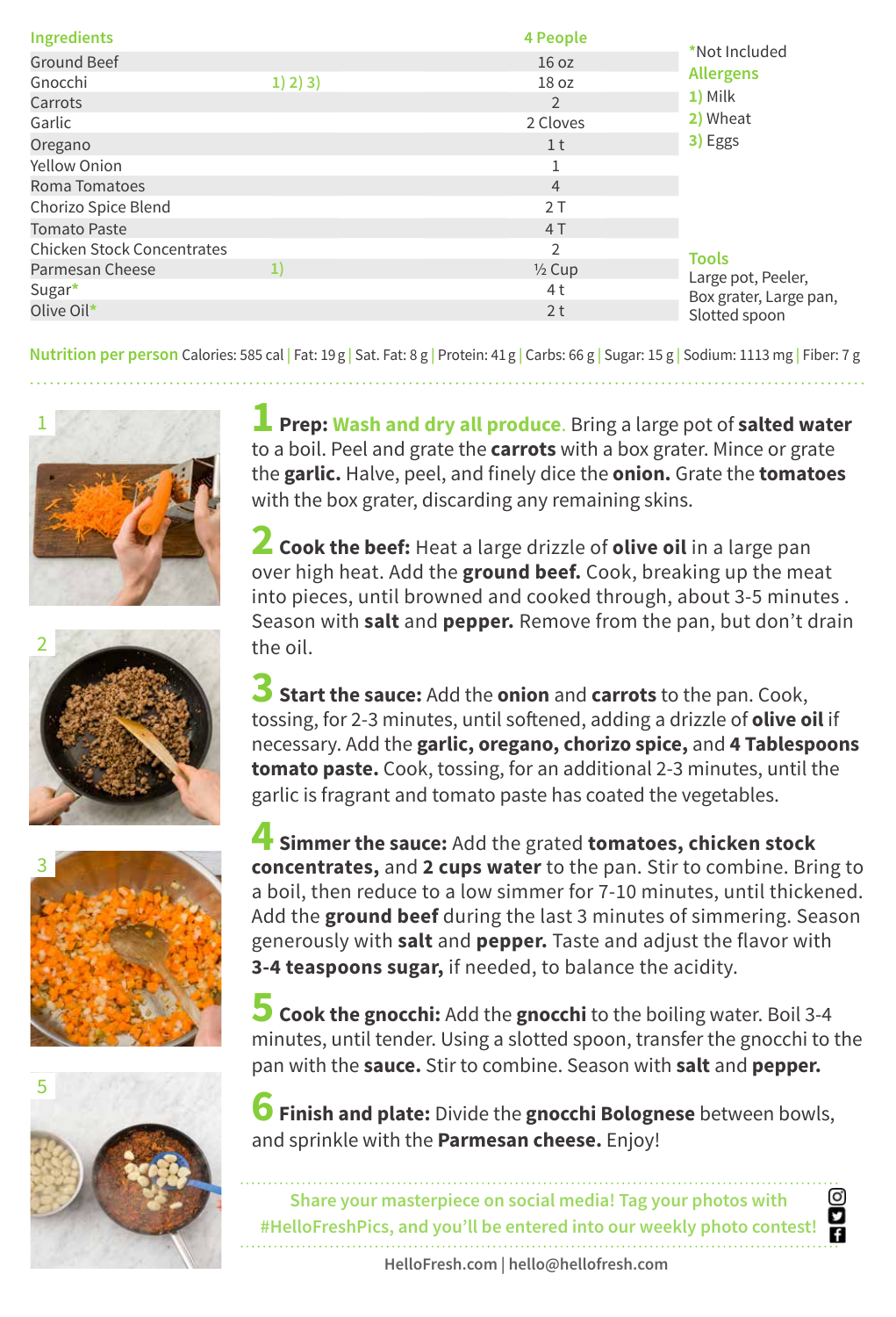| Ingredients | | 4 People |
|---|---|---|
| Ground Beef | | 16 oz |
| Gnocchi | 1) 2) 3) | 18 oz |
| Carrots | | 2 |
| Garlic | | 2 Cloves |
| Oregano | | 1 t |
| Yellow Onion | | 1 |
| Roma Tomatoes | | 4 |
| Chorizo Spice Blend | | 2 T |
| Tomato Paste | | 4 T |
| Chicken Stock Concentrates | | 2 |
| Parmesan Cheese | 1) | ½ Cup |
| Sugar* | | 4 t |
| Olive Oil* | | 2 t |

*Not Included

**Allergens**

1) Milk
2) Wheat
3) Eggs

**Tools**

Large pot, Peeler, Box grater, Large pan, Slotted spoon

**Nutrition per person** Calories: 585 cal | Fat: 19 g | Sat. Fat: 8 g | Protein: 41 g | Carbs: 66 g | Sugar: 15 g | Sodium: 1113 mg | Fiber: 7 g

1 2 3 5

**1 Prep:** Wash and dry all produce. Bring a large pot of **salted water** to a boil. Peel and grate the **carrots** with a box grater. Mince or grate the **garlic.** Halve, peel, and finely dice the **onion.** Grate the **tomatoes** with the box grater, discarding any remaining skins.

**2 Cook the beef:** Heat a large drizzle of **olive oil** in a large pan over high heat. Add the **ground beef.** Cook, breaking up the meat into pieces, until browned and cooked through, about 3-5 minutes . Season with **salt** and **pepper.** Remove from the pan, but don't drain the oil.

**3 Start the sauce:** Add the **onion** and **carrots** to the pan. Cook, tossing, for 2-3 minutes, until softened, adding a drizzle of **olive oil** if necessary. Add the **garlic, oregano, chorizo spice,** and **4 Tablespoons tomato paste.** Cook, tossing, for an additional 2-3 minutes, until the garlic is fragrant and tomato paste has coated the vegetables.

**4 Simmer the sauce:** Add the grated **tomatoes, chicken stock concentrates,** and **2 cups water** to the pan. Stir to combine. Bring to a boil, then reduce to a low simmer for 7-10 minutes, until thickened. Add the **ground beef** during the last 3 minutes of simmering. Season generously with **salt** and **pepper.** Taste and adjust the flavor with **3-4 teaspoons sugar,** if needed, to balance the acidity.

**5 Cook the gnocchi:** Add the **gnocchi** to the boiling water. Boil 3-4 minutes, until tender. Using a slotted spoon, transfer the gnocchi to the pan with the **sauce.** Stir to combine. Season with **salt** and **pepper.**

**6 Finish and plate:** Divide the **gnocchi Bolognese** between bowls, and sprinkle with the **Parmesan cheese.** Enjoy!

Share your masterpiece on social media! Tag your photos with #HelloFreshPics, and you'll be entered into our weekly photo contest!

HelloFresh.com | hello@hellofresh.com